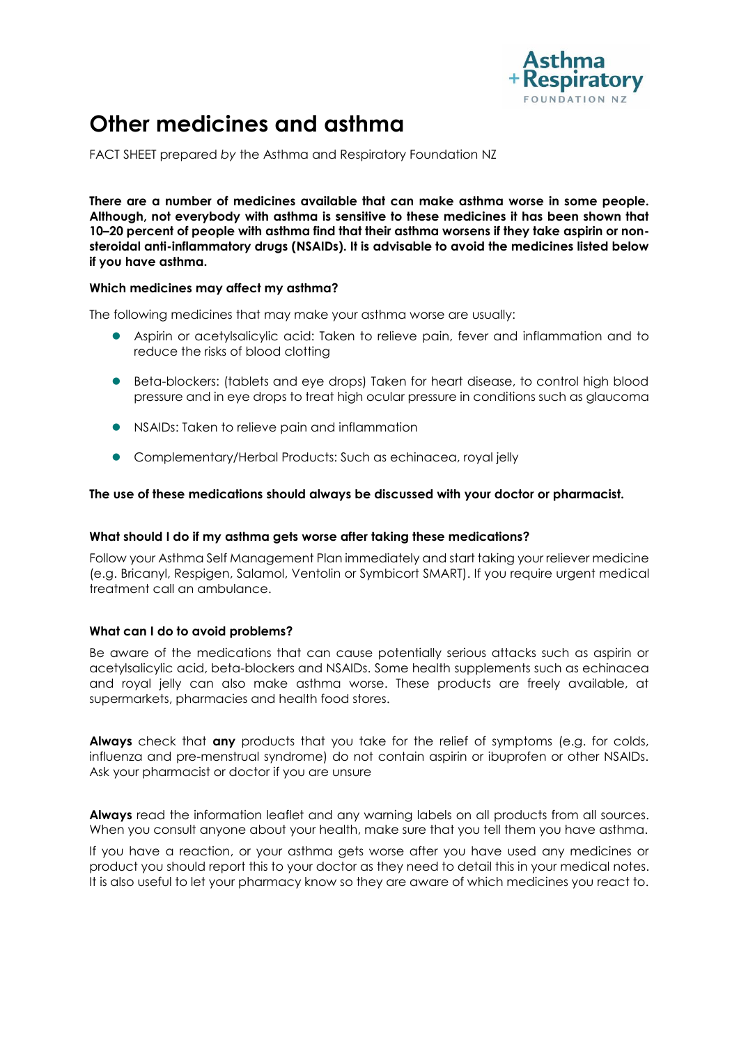# Other medicines and asthma

FACT SHEET prepared *by* the Asthma and Respiratory Foundation NZ

**There are a number of medicines available that can make asthma worse in some people. Although, not everybody with asthma is sensitive to these medicines it has been shown that 10–20 percent of people with asthma find that their asthma worsens if they take aspirin or non-steroidal anti-inflammatory drugs (NSAIDs). It is advisable to avoid the medicines listed below if you have asthma.**

### Which medicines may affect my asthma?

The following medicines that may make your asthma worse are usually:

- Aspirin or acetylsalicylic acid: Taken to relieve pain, fever and inflammation and to reduce the risks of blood clotting
- Beta-blockers: (tablets and eye drops) Taken for heart disease, to control high blood pressure and in eye drops to treat high ocular pressure in conditions such as glaucoma
- NSAIDs: Taken to relieve pain and inflammation
- Complementary/Herbal Products: Such as echinacea, royal jelly

**The use of these medications should always be discussed with your doctor or pharmacist.**

### What should I do if my asthma gets worse after taking these medications?

Follow your Asthma Self Management Plan immediately and start taking your reliever medicine (e.g. Bricanyl, Respigen, Salamol, Ventolin or Symbicort SMART). If you require urgent medical treatment call an ambulance.

### What can I do to avoid problems?

Be aware of the medications that can cause potentially serious attacks such as aspirin or acetylsalicylic acid, beta-blockers and NSAIDs. Some health supplements such as echinacea and royal jelly can also make asthma worse. These products are freely available, at supermarkets, pharmacies and health food stores.

**Always** check that **any** products that you take for the relief of symptoms (e.g. for colds, influenza and pre-menstrual syndrome) do not contain aspirin or ibuprofen or other NSAIDs. Ask your pharmacist or doctor if you are unsure

**Always** read the information leaflet and any warning labels on all products from all sources. When you consult anyone about your health, make sure that you tell them you have asthma.

If you have a reaction, or your asthma gets worse after you have used any medicines or product you should report this to your doctor as they need to detail this in your medical notes. It is also useful to let your pharmacy know so they are aware of which medicines you react to.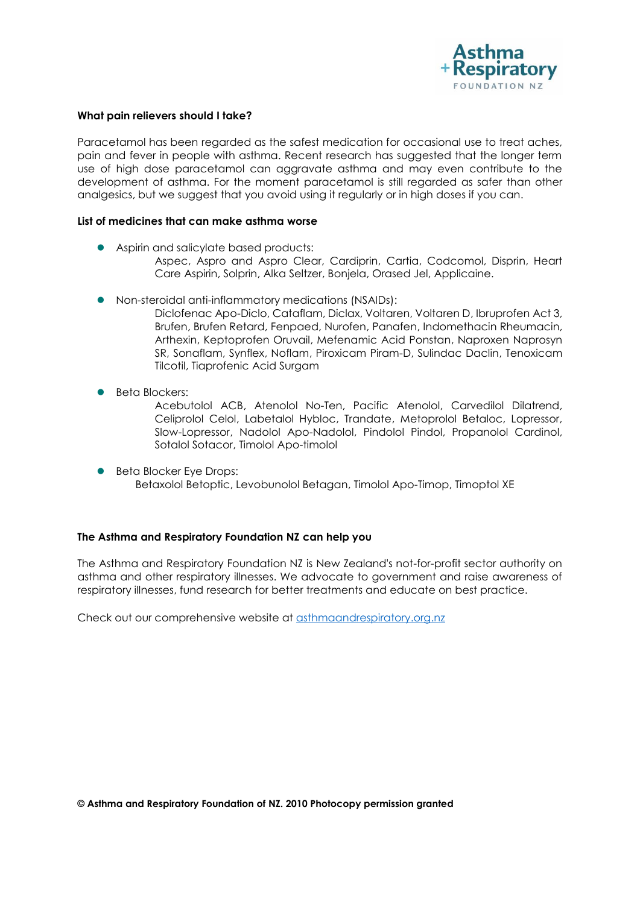**What pain relievers should I take?**

Paracetamol has been regarded as the safest medication for occasional use to treat aches, pain and fever in people with asthma. Recent research has suggested that the longer term use of high dose paracetamol can aggravate asthma and may even contribute to the development of asthma. For the moment paracetamol is still regarded as safer than other analgesics, but we suggest that you avoid using it regularly or in high doses if you can.

**List of medicines that can make asthma worse**

- Aspirin and salicylate based products:
  Aspec, Aspro and Aspro Clear, Cardiprin, Cartia, Codcomol, Disprin, Heart Care Aspirin, Solprin, Alka Seltzer, Bonjela, Orased Jel, Applicaine.

- Non-steroidal anti-inflammatory medications (NSAIDs):
  Diclofenac Apo-Diclo, Cataflam, Diclax, Voltaren, Voltaren D, Ibruprofen Act 3, Brufen, Brufen Retard, Fenpaed, Nurofen, Panafen, Indomethacin Rheumacin, Arthexin, Keptoprofen Oruvail, Mefenamic Acid Ponstan, Naproxen Naprosyn SR, Sonaflam, Synflex, Noflam, Piroxicam Piram-D, Sulindac Daclin, Tenoxicam Tilcotil, Tiaprofenic Acid Surgam

- Beta Blockers:
  Acebutolol ACB, Atenolol No-Ten, Pacific Atenolol, Carvedilol Dilatrend, Celiprolol Celol, Labetalol Hybloc, Trandate, Metoprolol Betaloc, Lopressor, Slow-Lopressor, Nadolol Apo-Nadolol, Pindolol Pindol, Propanolol Cardinol, Sotalol Sotacor, Timolol Apo-timolol

- Beta Blocker Eye Drops:
  Betaxolol Betoptic, Levobunolol Betagan, Timolol Apo-Timop, Timoptol XE

**The Asthma and Respiratory Foundation NZ can help you**

The Asthma and Respiratory Foundation NZ is New Zealand's not-for-profit sector authority on asthma and other respiratory illnesses. We advocate to government and raise awareness of respiratory illnesses, fund research for better treatments and educate on best practice.

Check out our comprehensive website at asthmaandrespiratory.org.nz

**© Asthma and Respiratory Foundation of NZ. 2010 Photocopy permission granted**